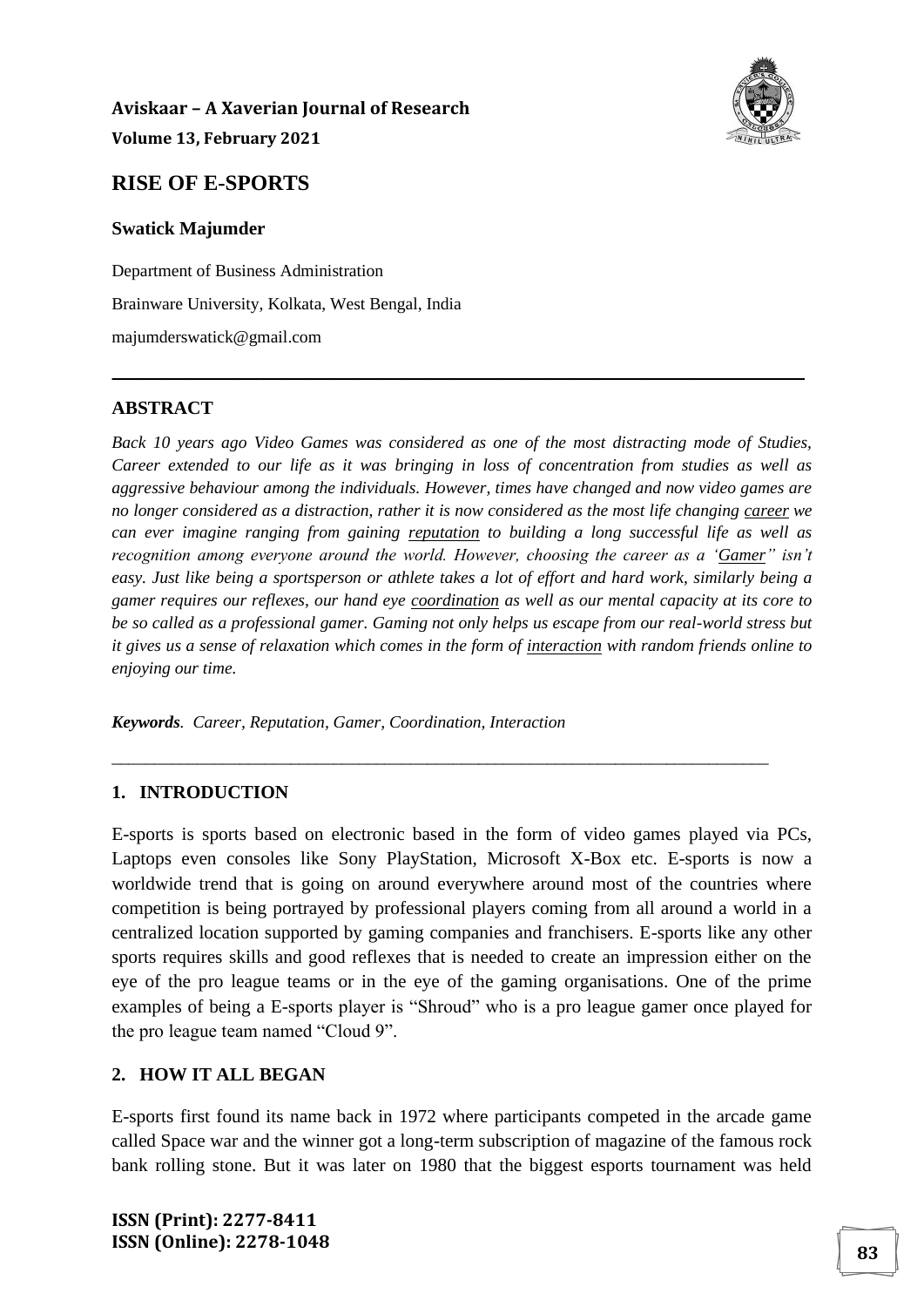# RISE OF E-SPORTS

**Swatick Majumder**

Department of Business Administration

Brainware University, Kolkata, West Bengal, India

majumderswatick@gmail.com

---

## ABSTRACT

*Back 10 years ago Video Games was considered as one of the most distracting mode of Studies, Career extended to our life as it was bringing in loss of concentration from studies as well as aggressive behaviour among the individuals. However, times have changed and now video games are no longer considered as a distraction, rather it is now considered as the most life changing career we can ever imagine ranging from gaining reputation to building a long successful life as well as recognition among everyone around the world. However, choosing the career as a 'Gamer" isn't easy. Just like being a sportsperson or athlete takes a lot of effort and hard work, similarly being a gamer requires our reflexes, our hand eye coordination as well as our mental capacity at its core to be so called as a professional gamer. Gaming not only helps us escape from our real-world stress but it gives us a sense of relaxation which comes in the form of interaction with random friends online to enjoying our time.*

***Keywords**. Career, Reputation, Gamer, Coordination, Interaction*

---

## 1. INTRODUCTION

E-sports is sports based on electronic based in the form of video games played via PCs, Laptops even consoles like Sony PlayStation, Microsoft X-Box etc. E-sports is now a worldwide trend that is going on around everywhere around most of the countries where competition is being portrayed by professional players coming from all around a world in a centralized location supported by gaming companies and franchisers. E-sports like any other sports requires skills and good reflexes that is needed to create an impression either on the eye of the pro league teams or in the eye of the gaming organisations. One of the prime examples of being a E-sports player is "Shroud" who is a pro league gamer once played for the pro league team named "Cloud 9".

## 2. HOW IT ALL BEGAN

E-sports first found its name back in 1972 where participants competed in the arcade game called Space war and the winner got a long-term subscription of magazine of the famous rock bank rolling stone. But it was later on 1980 that the biggest esports tournament was held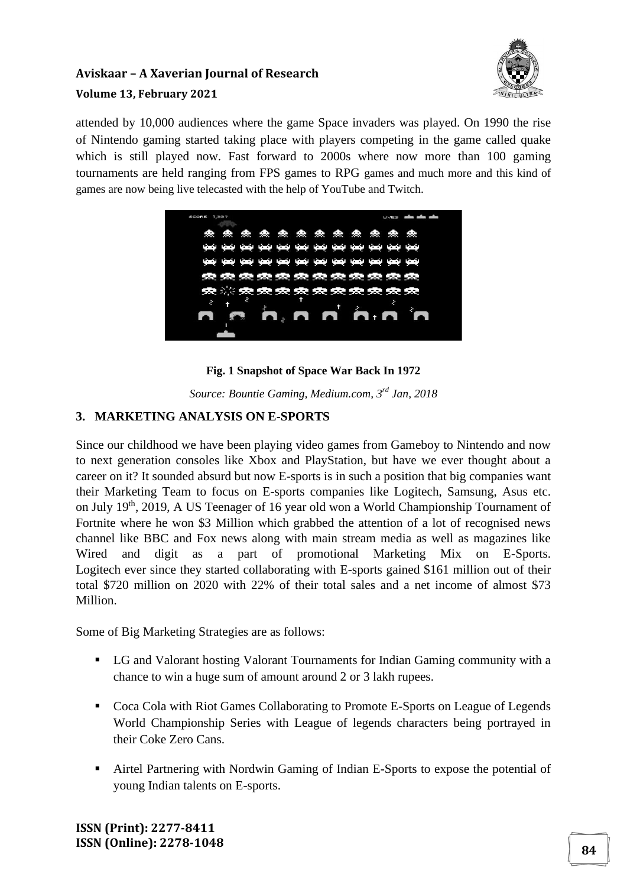attended by 10,000 audiences where the game Space invaders was played. On 1990 the rise of Nintendo gaming started taking place with players competing in the game called quake which is still played now. Fast forward to 2000s where now more than 100 gaming tournaments are held ranging from FPS games to RPG games and much more and this kind of games are now being live telecasted with the help of YouTube and Twitch.

**Fig. 1 Snapshot of Space War Back In 1972**

*Source: Bountie Gaming, Medium.com, 3rd Jan, 2018*

## 3. MARKETING ANALYSIS ON E-SPORTS

Since our childhood we have been playing video games from Gameboy to Nintendo and now to next generation consoles like Xbox and PlayStation, but have we ever thought about a career on it? It sounded absurd but now E-sports is in such a position that big companies want their Marketing Team to focus on E-sports companies like Logitech, Samsung, Asus etc. on July 19th, 2019, A US Teenager of 16 year old won a World Championship Tournament of Fortnite where he won $3 Million which grabbed the attention of a lot of recognised news channel like BBC and Fox news along with main stream media as well as magazines like Wired and digit as a part of promotional Marketing Mix on E-Sports. Logitech ever since they started collaborating with E-sports gained $161 million out of their total $720 million on 2020 with 22% of their total sales and a net income of almost $73 Million.

Some of Big Marketing Strategies are as follows:

- LG and Valorant hosting Valorant Tournaments for Indian Gaming community with a chance to win a huge sum of amount around 2 or 3 lakh rupees.
- Coca Cola with Riot Games Collaborating to Promote E-Sports on League of Legends World Championship Series with League of legends characters being portrayed in their Coke Zero Cans.
- Airtel Partnering with Nordwin Gaming of Indian E-Sports to expose the potential of young Indian talents on E-sports.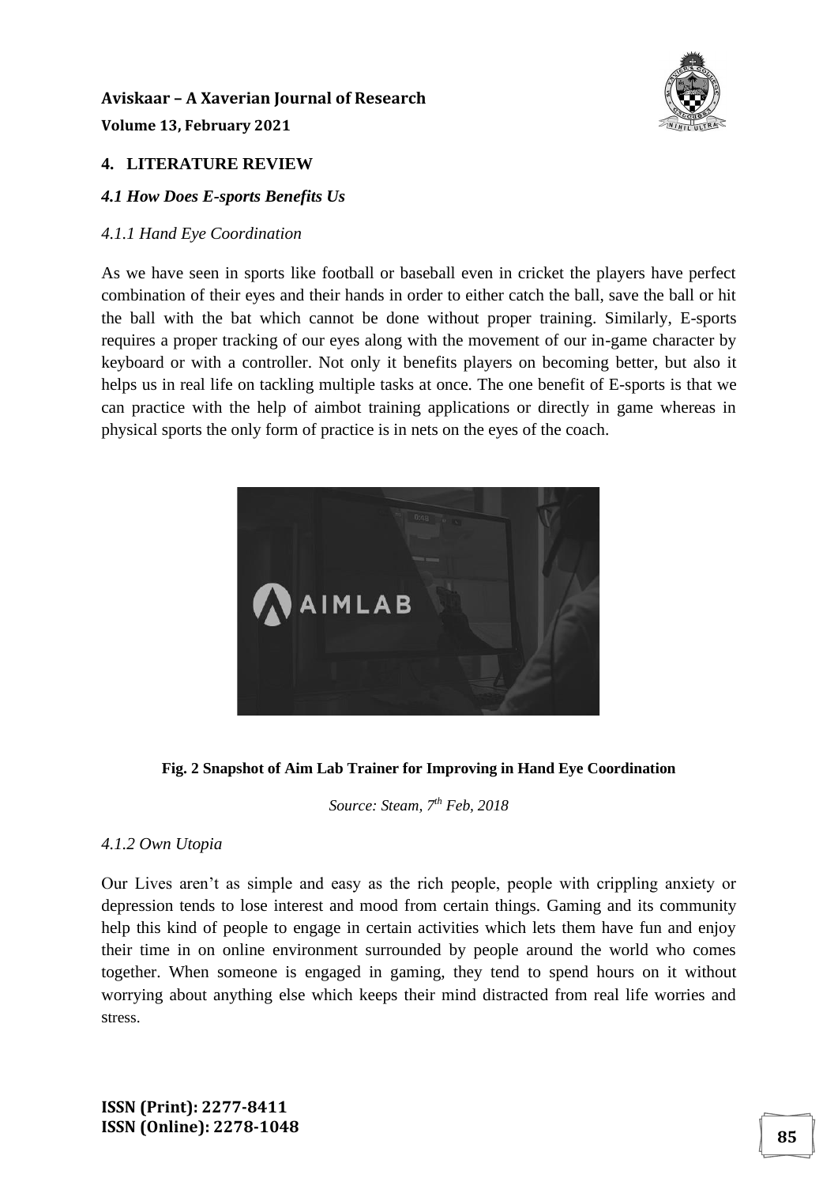## 4. LITERATURE REVIEW

### *4.1 How Does E-sports Benefits Us*

#### *4.1.1 Hand Eye Coordination*

As we have seen in sports like football or baseball even in cricket the players have perfect combination of their eyes and their hands in order to either catch the ball, save the ball or hit the ball with the bat which cannot be done without proper training. Similarly, E-sports requires a proper tracking of our eyes along with the movement of our in-game character by keyboard or with a controller. Not only it benefits players on becoming better, but also it helps us in real life on tackling multiple tasks at once. The one benefit of E-sports is that we can practice with the help of aimbot training applications or directly in game whereas in physical sports the only form of practice is in nets on the eyes of the coach.

**Fig. 2 Snapshot of Aim Lab Trainer for Improving in Hand Eye Coordination**

*Source: Steam, 7th Feb, 2018*

#### *4.1.2 Own Utopia*

Our Lives aren't as simple and easy as the rich people, people with crippling anxiety or depression tends to lose interest and mood from certain things. Gaming and its community help this kind of people to engage in certain activities which lets them have fun and enjoy their time in on online environment surrounded by people around the world who comes together. When someone is engaged in gaming, they tend to spend hours on it without worrying about anything else which keeps their mind distracted from real life worries and stress.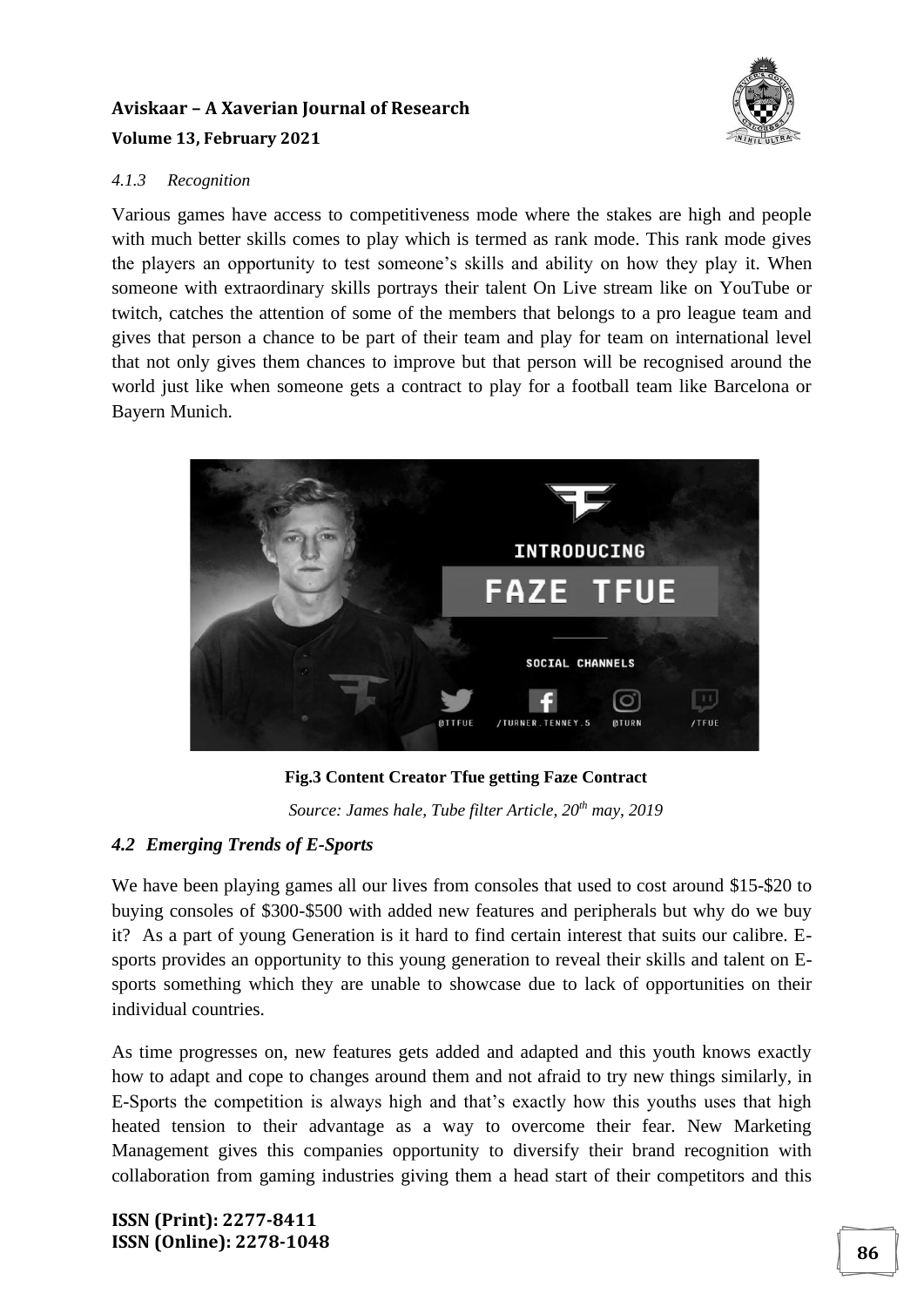#### *4.1.3 Recognition*

Various games have access to competitiveness mode where the stakes are high and people with much better skills comes to play which is termed as rank mode. This rank mode gives the players an opportunity to test someone's skills and ability on how they play it. When someone with extraordinary skills portrays their talent On Live stream like on YouTube or twitch, catches the attention of some of the members that belongs to a pro league team and gives that person a chance to be part of their team and play for team on international level that not only gives them chances to improve but that person will be recognised around the world just like when someone gets a contract to play for a football team like Barcelona or Bayern Munich.

**Fig.3 Content Creator Tfue getting Faze Contract**

*Source: James hale, Tube filter Article, 20th may, 2019*

### *4.2 Emerging Trends of E-Sports*

We have been playing games all our lives from consoles that used to cost around \$15-\$20 to buying consoles of \$300-\$500 with added new features and peripherals but why do we buy it? As a part of young Generation is it hard to find certain interest that suits our calibre. E-sports provides an opportunity to this young generation to reveal their skills and talent on E-sports something which they are unable to showcase due to lack of opportunities on their individual countries.

As time progresses on, new features gets added and adapted and this youth knows exactly how to adapt and cope to changes around them and not afraid to try new things similarly, in E-Sports the competition is always high and that's exactly how this youths uses that high heated tension to their advantage as a way to overcome their fear. New Marketing Management gives this companies opportunity to diversify their brand recognition with collaboration from gaming industries giving them a head start of their competitors and this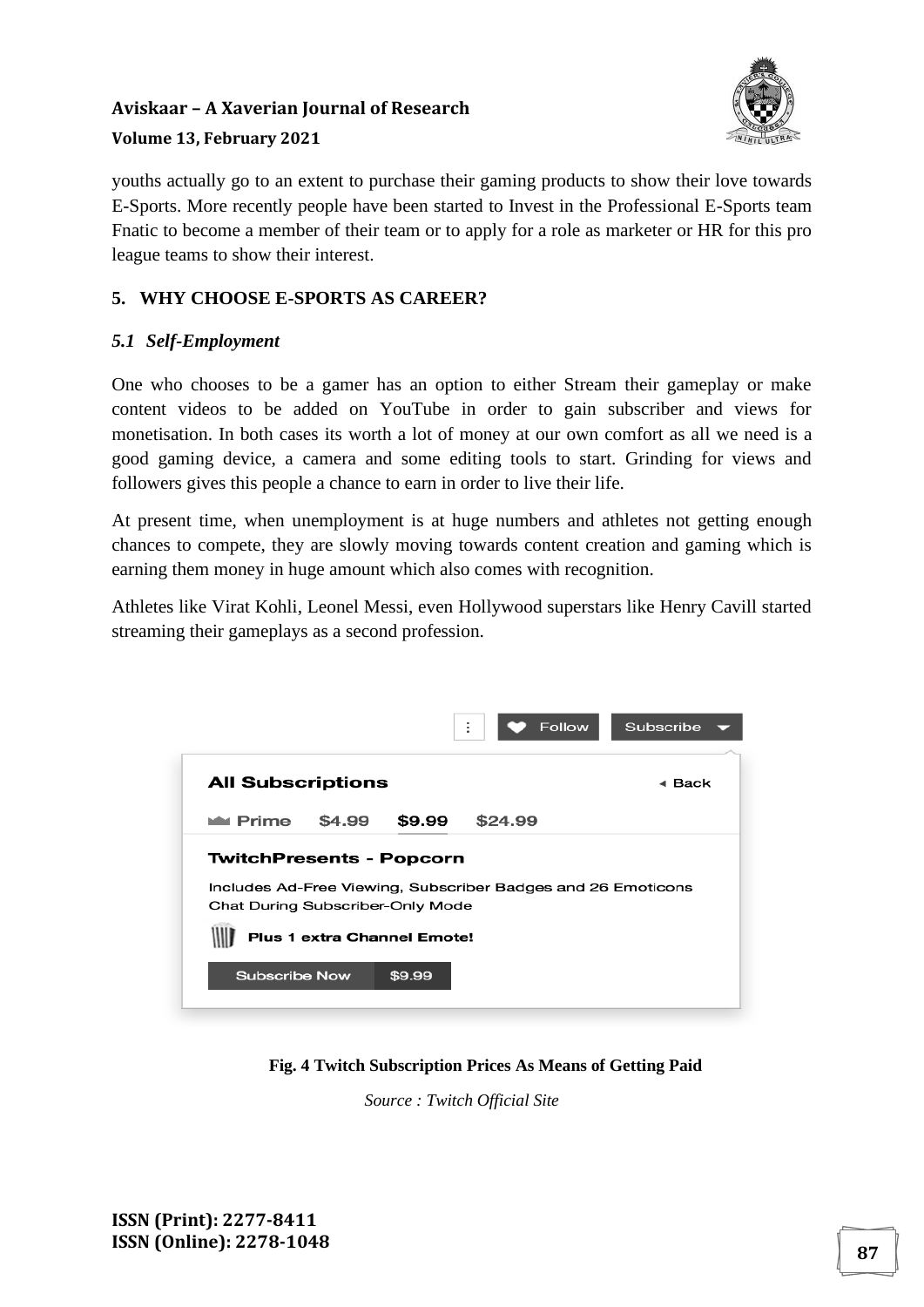youths actually go to an extent to purchase their gaming products to show their love towards E-Sports. More recently people have been started to Invest in the Professional E-Sports team Fnatic to become a member of their team or to apply for a role as marketer or HR for this pro league teams to show their interest.

## 5. WHY CHOOSE E-SPORTS AS CAREER?

### *5.1 Self-Employment*

One who chooses to be a gamer has an option to either Stream their gameplay or make content videos to be added on YouTube in order to gain subscriber and views for monetisation. In both cases its worth a lot of money at our own comfort as all we need is a good gaming device, a camera and some editing tools to start. Grinding for views and followers gives this people a chance to earn in order to live their life.

At present time, when unemployment is at huge numbers and athletes not getting enough chances to compete, they are slowly moving towards content creation and gaming which is earning them money in huge amount which also comes with recognition.

Athletes like Virat Kohli, Leonel Messi, even Hollywood superstars like Henry Cavill started streaming their gameplays as a second profession.

**Fig. 4 Twitch Subscription Prices As Means of Getting Paid**

*Source : Twitch Official Site*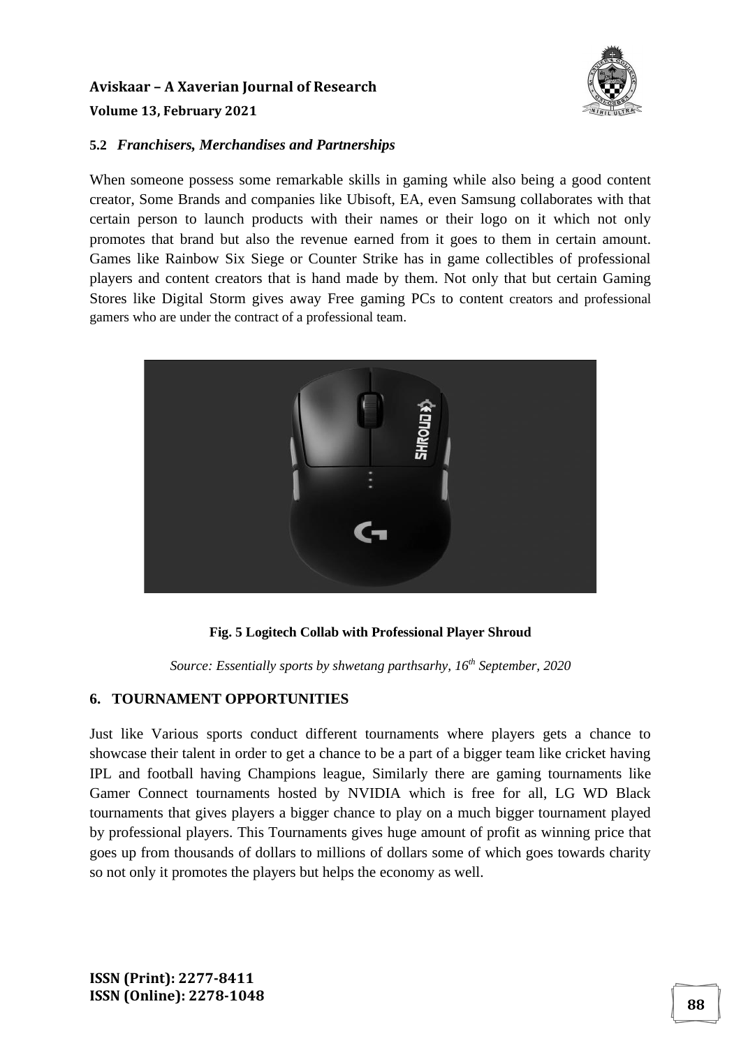### 5.2 *Franchisers, Merchandises and Partnerships*

When someone possess some remarkable skills in gaming while also being a good content creator, Some Brands and companies like Ubisoft, EA, even Samsung collaborates with that certain person to launch products with their names or their logo on it which not only promotes that brand but also the revenue earned from it goes to them in certain amount. Games like Rainbow Six Siege or Counter Strike has in game collectibles of professional players and content creators that is hand made by them. Not only that but certain Gaming Stores like Digital Storm gives away Free gaming PCs to content creators and professional gamers who are under the contract of a professional team.

**Fig. 5 Logitech Collab with Professional Player Shroud**

*Source: Essentially sports by shwetang parthsarhy, 16th September, 2020*

## 6. TOURNAMENT OPPORTUNITIES

Just like Various sports conduct different tournaments where players gets a chance to showcase their talent in order to get a chance to be a part of a bigger team like cricket having IPL and football having Champions league, Similarly there are gaming tournaments like Gamer Connect tournaments hosted by NVIDIA which is free for all, LG WD Black tournaments that gives players a bigger chance to play on a much bigger tournament played by professional players. This Tournaments gives huge amount of profit as winning price that goes up from thousands of dollars to millions of dollars some of which goes towards charity so not only it promotes the players but helps the economy as well.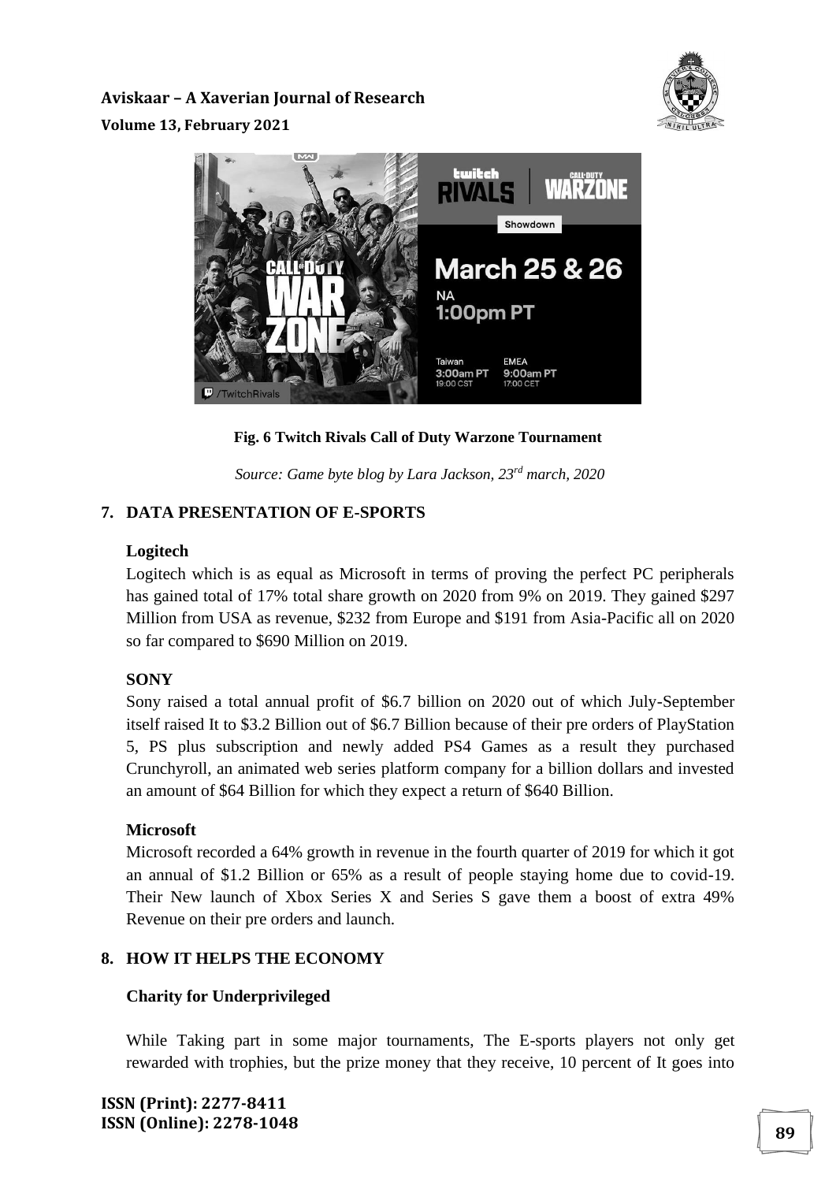**Fig. 6 Twitch Rivals Call of Duty Warzone Tournament**

*Source: Game byte blog by Lara Jackson, 23rd march, 2020*

## 7. DATA PRESENTATION OF E-SPORTS

**Logitech**

Logitech which is as equal as Microsoft in terms of proving the perfect PC peripherals has gained total of 17% total share growth on 2020 from 9% on 2019. They gained $297 Million from USA as revenue, $232 from Europe and $191 from Asia-Pacific all on 2020 so far compared to $690 Million on 2019.

**SONY**

Sony raised a total annual profit of $6.7 billion on 2020 out of which July-September itself raised It to $3.2 Billion out of $6.7 Billion because of their pre orders of PlayStation 5, PS plus subscription and newly added PS4 Games as a result they purchased Crunchyroll, an animated web series platform company for a billion dollars and invested an amount of $64 Billion for which they expect a return of $640 Billion.

**Microsoft**

Microsoft recorded a 64% growth in revenue in the fourth quarter of 2019 for which it got an annual of $1.2 Billion or 65% as a result of people staying home due to covid-19. Their New launch of Xbox Series X and Series S gave them a boost of extra 49% Revenue on their pre orders and launch.

## 8. HOW IT HELPS THE ECONOMY

**Charity for Underprivileged**

While Taking part in some major tournaments, The E-sports players not only get rewarded with trophies, but the prize money that they receive, 10 percent of It goes into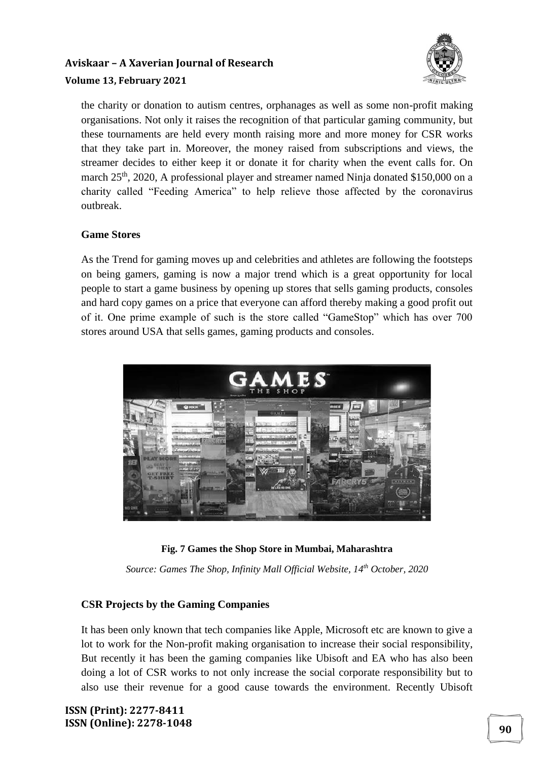the charity or donation to autism centres, orphanages as well as some non-profit making organisations. Not only it raises the recognition of that particular gaming community, but these tournaments are held every month raising more and more money for CSR works that they take part in. Moreover, the money raised from subscriptions and views, the streamer decides to either keep it or donate it for charity when the event calls for. On march 25th, 2020, A professional player and streamer named Ninja donated $150,000 on a charity called "Feeding America" to help relieve those affected by the coronavirus outbreak.

**Game Stores**

As the Trend for gaming moves up and celebrities and athletes are following the footsteps on being gamers, gaming is now a major trend which is a great opportunity for local people to start a game business by opening up stores that sells gaming products, consoles and hard copy games on a price that everyone can afford thereby making a good profit out of it. One prime example of such is the store called "GameStop" which has over 700 stores around USA that sells games, gaming products and consoles.

**Fig. 7 Games the Shop Store in Mumbai, Maharashtra**

*Source: Games The Shop, Infinity Mall Official Website, 14th October, 2020*

**CSR Projects by the Gaming Companies**

It has been only known that tech companies like Apple, Microsoft etc are known to give a lot to work for the Non-profit making organisation to increase their social responsibility, But recently it has been the gaming companies like Ubisoft and EA who has also been doing a lot of CSR works to not only increase the social corporate responsibility but to also use their revenue for a good cause towards the environment. Recently Ubisoft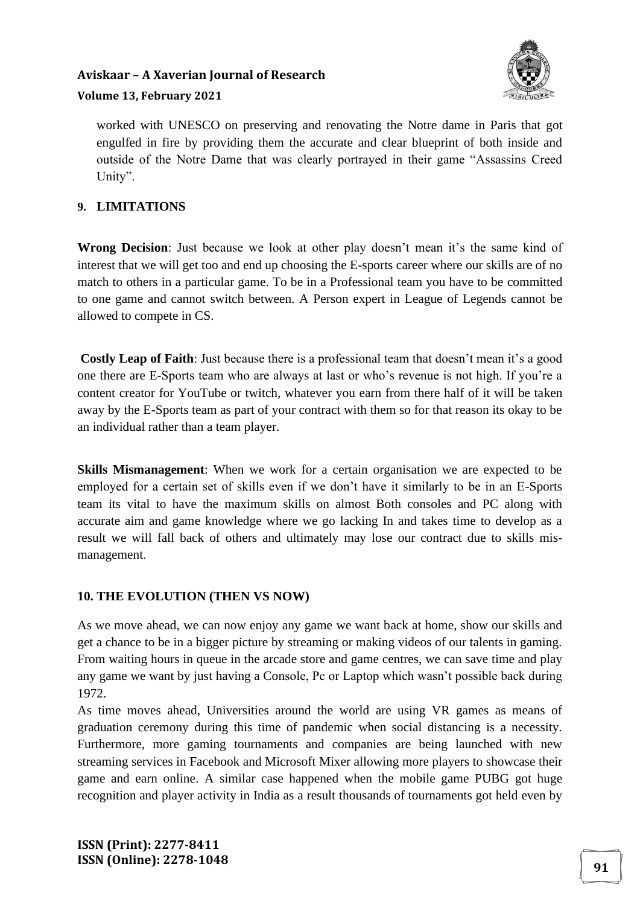worked with UNESCO on preserving and renovating the Notre dame in Paris that got engulfed in fire by providing them the accurate and clear blueprint of both inside and outside of the Notre Dame that was clearly portrayed in their game "Assassins Creed Unity".

## 9. LIMITATIONS

**Wrong Decision**: Just because we look at other play doesn't mean it's the same kind of interest that we will get too and end up choosing the E-sports career where our skills are of no match to others in a particular game. To be in a Professional team you have to be committed to one game and cannot switch between. A Person expert in League of Legends cannot be allowed to compete in CS.

**Costly Leap of Faith**: Just because there is a professional team that doesn't mean it's a good one there are E-Sports team who are always at last or who's revenue is not high. If you're a content creator for YouTube or twitch, whatever you earn from there half of it will be taken away by the E-Sports team as part of your contract with them so for that reason its okay to be an individual rather than a team player.

**Skills Mismanagement**: When we work for a certain organisation we are expected to be employed for a certain set of skills even if we don't have it similarly to be in an E-Sports team its vital to have the maximum skills on almost Both consoles and PC along with accurate aim and game knowledge where we go lacking In and takes time to develop as a result we will fall back of others and ultimately may lose our contract due to skills mis-management.

## 10. THE EVOLUTION (THEN VS NOW)

As we move ahead, we can now enjoy any game we want back at home, show our skills and get a chance to be in a bigger picture by streaming or making videos of our talents in gaming. From waiting hours in queue in the arcade store and game centres, we can save time and play any game we want by just having a Console, Pc or Laptop which wasn't possible back during 1972.

As time moves ahead, Universities around the world are using VR games as means of graduation ceremony during this time of pandemic when social distancing is a necessity. Furthermore, more gaming tournaments and companies are being launched with new streaming services in Facebook and Microsoft Mixer allowing more players to showcase their game and earn online. A similar case happened when the mobile game PUBG got huge recognition and player activity in India as a result thousands of tournaments got held even by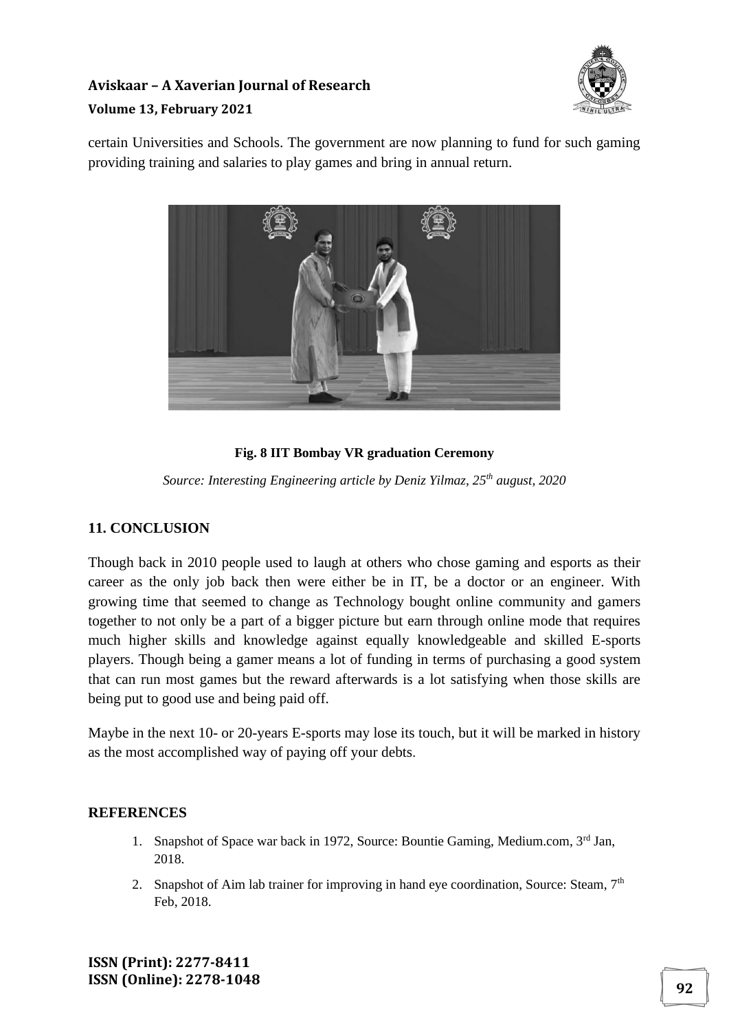certain Universities and Schools. The government are now planning to fund for such gaming providing training and salaries to play games and bring in annual return.

**Fig. 8 IIT Bombay VR graduation Ceremony**

*Source: Interesting Engineering article by Deniz Yilmaz, 25th august, 2020*

## 11. CONCLUSION

Though back in 2010 people used to laugh at others who chose gaming and esports as their career as the only job back then were either be in IT, be a doctor or an engineer. With growing time that seemed to change as Technology bought online community and gamers together to not only be a part of a bigger picture but earn through online mode that requires much higher skills and knowledge against equally knowledgeable and skilled E-sports players. Though being a gamer means a lot of funding in terms of purchasing a good system that can run most games but the reward afterwards is a lot satisfying when those skills are being put to good use and being paid off.

Maybe in the next 10- or 20-years E-sports may lose its touch, but it will be marked in history as the most accomplished way of paying off your debts.

## REFERENCES

1. Snapshot of Space war back in 1972, Source: Bountie Gaming, Medium.com, 3rd Jan, 2018.
2. Snapshot of Aim lab trainer for improving in hand eye coordination, Source: Steam, 7th Feb, 2018.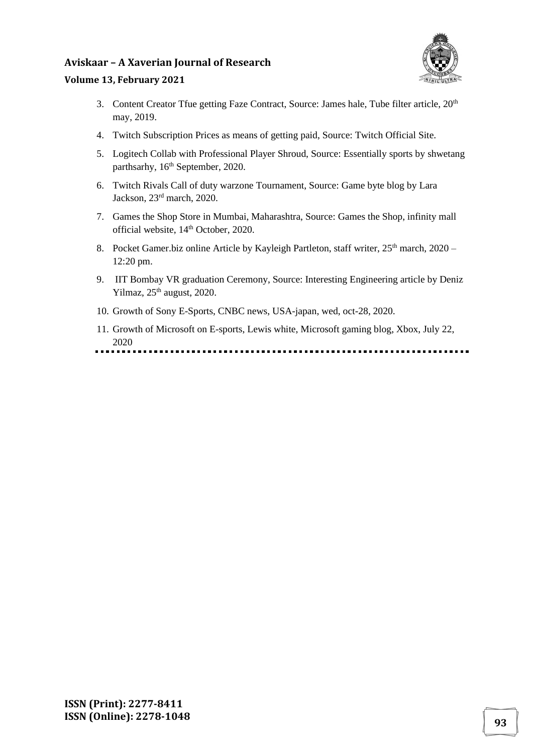3. Content Creator Tfue getting Faze Contract, Source: James hale, Tube filter article, 20th may, 2019.
4. Twitch Subscription Prices as means of getting paid, Source: Twitch Official Site.
5. Logitech Collab with Professional Player Shroud, Source: Essentially sports by shwetang parthsarhy, 16th September, 2020.
6. Twitch Rivals Call of duty warzone Tournament, Source: Game byte blog by Lara Jackson, 23rd march, 2020.
7. Games the Shop Store in Mumbai, Maharashtra, Source: Games the Shop, infinity mall official website, 14th October, 2020.
8. Pocket Gamer.biz online Article by Kayleigh Partleton, staff writer, 25th march, 2020 – 12:20 pm.
9. IIT Bombay VR graduation Ceremony, Source: Interesting Engineering article by Deniz Yilmaz, 25th august, 2020.
10. Growth of Sony E-Sports, CNBC news, USA-japan, wed, oct-28, 2020.
11. Growth of Microsoft on E-sports, Lewis white, Microsoft gaming blog, Xbox, July 22, 2020